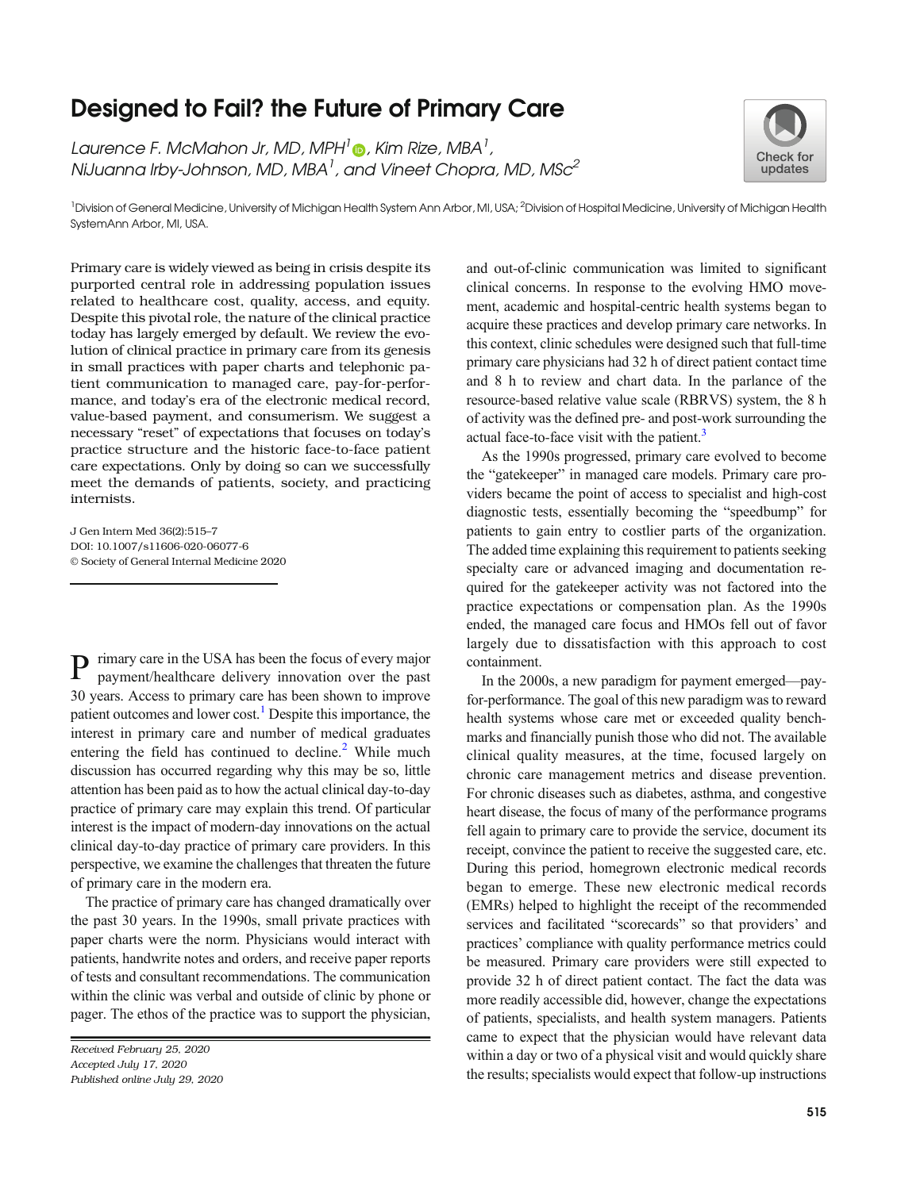# Designed to Fail? the Future of Primary Care

*Laurence F. McMahon Jr, MD, MPH*[1], *Kim Rize, MBA*[1], *NiJuanna Irby-Johnson, MD, MBA*[1], *and Vineet Chopra, MD, MSc*[2]

[1]Division of General Medicine, University of Michigan Health System Ann Arbor, MI, USA; [2]Division of Hospital Medicine, University of Michigan Health SystemAnn Arbor, MI, USA.

Primary care is widely viewed as being in crisis despite its purported central role in addressing population issues related to healthcare cost, quality, access, and equity. Despite this pivotal role, the nature of the clinical practice today has largely emerged by default. We review the evolution of clinical practice in primary care from its genesis in small practices with paper charts and telephonic patient communication to managed care, pay-for-performance, and today's era of the electronic medical record, value-based payment, and consumerism. We suggest a necessary "reset" of expectations that focuses on today's practice structure and the historic face-to-face patient care expectations. Only by doing so can we successfully meet the demands of patients, society, and practicing internists.

J Gen Intern Med 36(2):515–7
DOI: 10.1007/s11606-020-06077-6
© Society of General Internal Medicine 2020

Primary care in the USA has been the focus of every major payment/healthcare delivery innovation over the past 30 years. Access to primary care has been shown to improve patient outcomes and lower cost.[1] Despite this importance, the interest in primary care and number of medical graduates entering the field has continued to decline.[2] While much discussion has occurred regarding why this may be so, little attention has been paid as to how the actual clinical day-to-day practice of primary care may explain this trend. Of particular interest is the impact of modern-day innovations on the actual clinical day-to-day practice of primary care providers. In this perspective, we examine the challenges that threaten the future of primary care in the modern era.

The practice of primary care has changed dramatically over the past 30 years. In the 1990s, small private practices with paper charts were the norm. Physicians would interact with patients, handwrite notes and orders, and receive paper reports of tests and consultant recommendations. The communication within the clinic was verbal and outside of clinic by phone or pager. The ethos of the practice was to support the physician, and out-of-clinic communication was limited to significant clinical concerns. In response to the evolving HMO movement, academic and hospital-centric health systems began to acquire these practices and develop primary care networks. In this context, clinic schedules were designed such that full-time primary care physicians had 32 h of direct patient contact time and 8 h to review and chart data. In the parlance of the resource-based relative value scale (RBRVS) system, the 8 h of activity was the defined pre- and post-work surrounding the actual face-to-face visit with the patient.[3]

As the 1990s progressed, primary care evolved to become the "gatekeeper" in managed care models. Primary care providers became the point of access to specialist and high-cost diagnostic tests, essentially becoming the "speedbump" for patients to gain entry to costlier parts of the organization. The added time explaining this requirement to patients seeking specialty care or advanced imaging and documentation required for the gatekeeper activity was not factored into the practice expectations or compensation plan. As the 1990s ended, the managed care focus and HMOs fell out of favor largely due to dissatisfaction with this approach to cost containment.

In the 2000s, a new paradigm for payment emerged—pay-for-performance. The goal of this new paradigm was to reward health systems whose care met or exceeded quality benchmarks and financially punish those who did not. The available clinical quality measures, at the time, focused largely on chronic care management metrics and disease prevention. For chronic diseases such as diabetes, asthma, and congestive heart disease, the focus of many of the performance programs fell again to primary care to provide the service, document its receipt, convince the patient to receive the suggested care, etc. During this period, homegrown electronic medical records began to emerge. These new electronic medical records (EMRs) helped to highlight the receipt of the recommended services and facilitated "scorecards" so that providers' and practices' compliance with quality performance metrics could be measured. Primary care providers were still expected to provide 32 h of direct patient contact. The fact the data was more readily accessible did, however, change the expectations of patients, specialists, and health system managers. Patients came to expect that the physician would have relevant data within a day or two of a physical visit and would quickly share the results; specialists would expect that follow-up instructions

*Received February 25, 2020*
*Accepted July 17, 2020*
*Published online July 29, 2020*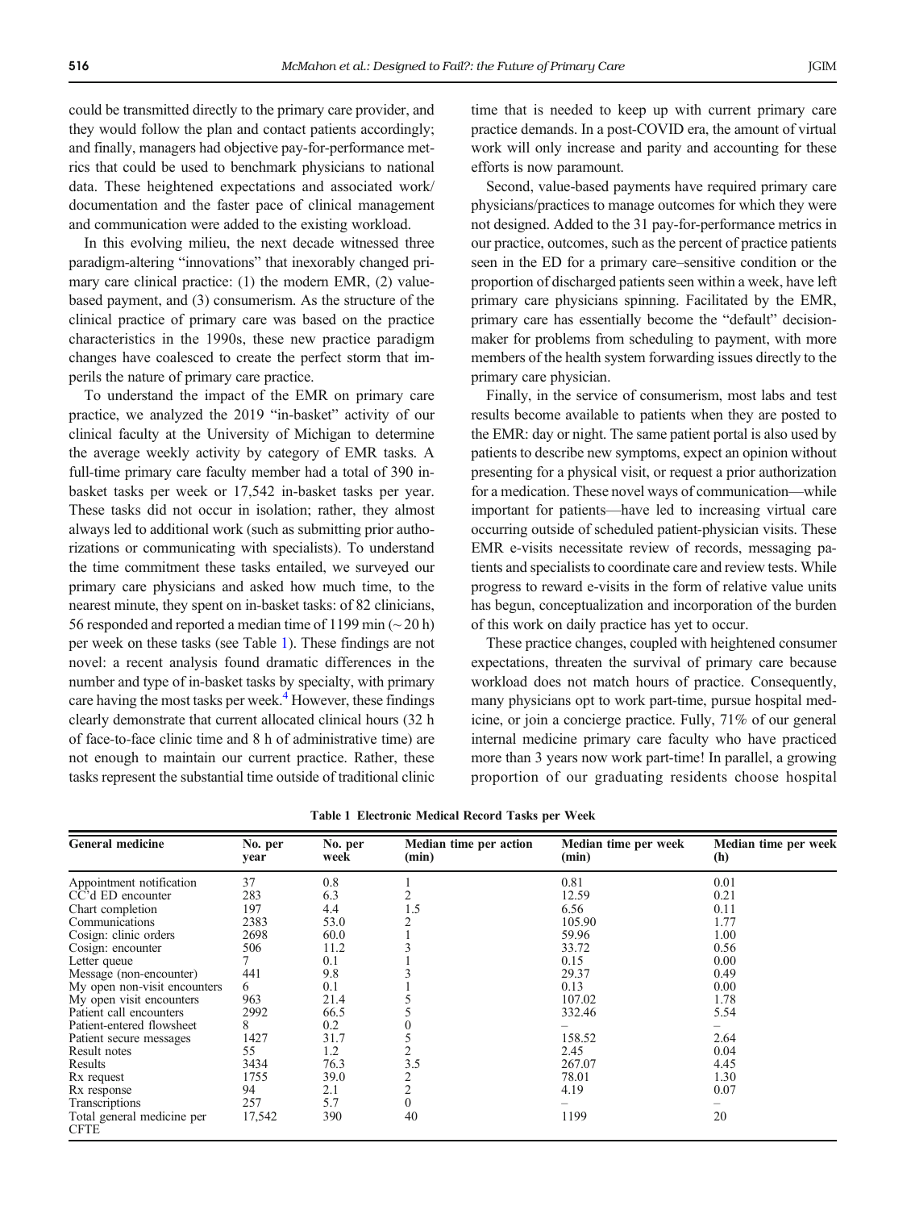could be transmitted directly to the primary care provider, and they would follow the plan and contact patients accordingly; and finally, managers had objective pay-for-performance metrics that could be used to benchmark physicians to national data. These heightened expectations and associated work/documentation and the faster pace of clinical management and communication were added to the existing workload.

In this evolving milieu, the next decade witnessed three paradigm-altering "innovations" that inexorably changed primary care clinical practice: (1) the modern EMR, (2) value-based payment, and (3) consumerism. As the structure of the clinical practice of primary care was based on the practice characteristics in the 1990s, these new practice paradigm changes have coalesced to create the perfect storm that imperils the nature of primary care practice.

To understand the impact of the EMR on primary care practice, we analyzed the 2019 "in-basket" activity of our clinical faculty at the University of Michigan to determine the average weekly activity by category of EMR tasks. A full-time primary care faculty member had a total of 390 in-basket tasks per week or 17,542 in-basket tasks per year. These tasks did not occur in isolation; rather, they almost always led to additional work (such as submitting prior authorizations or communicating with specialists). To understand the time commitment these tasks entailed, we surveyed our primary care physicians and asked how much time, to the nearest minute, they spent on in-basket tasks: of 82 clinicians, 56 responded and reported a median time of 1199 min (~ 20 h) per week on these tasks (see Table 1). These findings are not novel: a recent analysis found dramatic differences in the number and type of in-basket tasks by specialty, with primary care having the most tasks per week.[4] However, these findings clearly demonstrate that current allocated clinical hours (32 h of face-to-face clinic time and 8 h of administrative time) are not enough to maintain our current practice. Rather, these tasks represent the substantial time outside of traditional clinic time that is needed to keep up with current primary care practice demands. In a post-COVID era, the amount of virtual work will only increase and parity and accounting for these efforts is now paramount.

Second, value-based payments have required primary care physicians/practices to manage outcomes for which they were not designed. Added to the 31 pay-for-performance metrics in our practice, outcomes, such as the percent of practice patients seen in the ED for a primary care–sensitive condition or the proportion of discharged patients seen within a week, have left primary care physicians spinning. Facilitated by the EMR, primary care has essentially become the "default" decision-maker for problems from scheduling to payment, with more members of the health system forwarding issues directly to the primary care physician.

Finally, in the service of consumerism, most labs and test results become available to patients when they are posted to the EMR: day or night. The same patient portal is also used by patients to describe new symptoms, expect an opinion without presenting for a physical visit, or request a prior authorization for a medication. These novel ways of communication—while important for patients—have led to increasing virtual care occurring outside of scheduled patient-physician visits. These EMR e-visits necessitate review of records, messaging patients and specialists to coordinate care and review tests. While progress to reward e-visits in the form of relative value units has begun, conceptualization and incorporation of the burden of this work on daily practice has yet to occur.

These practice changes, coupled with heightened consumer expectations, threaten the survival of primary care because workload does not match hours of practice. Consequently, many physicians opt to work part-time, pursue hospital medicine, or join a concierge practice. Fully, 71% of our general internal medicine primary care faculty who have practiced more than 3 years now work part-time! In parallel, a growing proportion of our graduating residents choose hospital

**Table 1 Electronic Medical Record Tasks per Week**

| General medicine | No. per year | No. per week | Median time per action (min) | Median time per week (min) | Median time per week (h) |
|---|---|---|---|---|---|
| Appointment notification | 37 | 0.8 | 1 | 0.81 | 0.01 |
| CC'd ED encounter | 283 | 6.3 | 2 | 12.59 | 0.21 |
| Chart completion | 197 | 4.4 | 1.5 | 6.56 | 0.11 |
| Communications | 2383 | 53.0 | 2 | 105.90 | 1.77 |
| Cosign: clinic orders | 2698 | 60.0 | 1 | 59.96 | 1.00 |
| Cosign: encounter | 506 | 11.2 | 3 | 33.72 | 0.56 |
| Letter queue | 7 | 0.1 | 1 | 0.15 | 0.00 |
| Message (non-encounter) | 441 | 9.8 | 3 | 29.37 | 0.49 |
| My open non-visit encounters | 6 | 0.1 | 1 | 0.13 | 0.00 |
| My open visit encounters | 963 | 21.4 | 5 | 107.02 | 1.78 |
| Patient call encounters | 2992 | 66.5 | 5 | 332.46 | 5.54 |
| Patient-entered flowsheet | 8 | 0.2 | 0 | – | – |
| Patient secure messages | 1427 | 31.7 | 5 | 158.52 | 2.64 |
| Result notes | 55 | 1.2 | 2 | 2.45 | 0.04 |
| Results | 3434 | 76.3 | 3.5 | 267.07 | 4.45 |
| Rx request | 1755 | 39.0 | 2 | 78.01 | 1.30 |
| Rx response | 94 | 2.1 | 2 | 4.19 | 0.07 |
| Transcriptions | 257 | 5.7 | 0 | – | – |
| Total general medicine per CFTE | 17,542 | 390 | 40 | 1199 | 20 |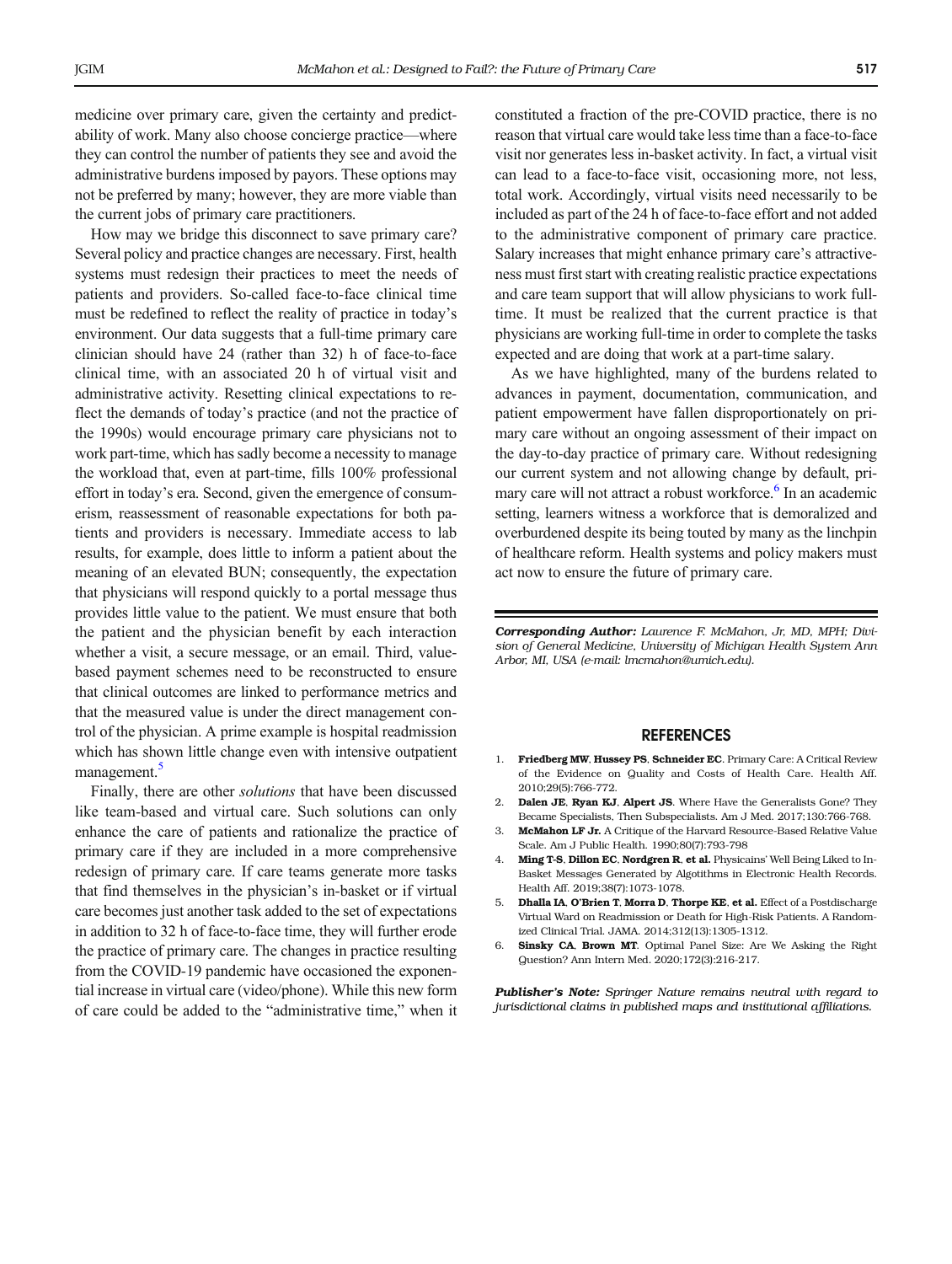medicine over primary care, given the certainty and predictability of work. Many also choose concierge practice—where they can control the number of patients they see and avoid the administrative burdens imposed by payors. These options may not be preferred by many; however, they are more viable than the current jobs of primary care practitioners.

How may we bridge this disconnect to save primary care? Several policy and practice changes are necessary. First, health systems must redesign their practices to meet the needs of patients and providers. So-called face-to-face clinical time must be redefined to reflect the reality of practice in today's environment. Our data suggests that a full-time primary care clinician should have 24 (rather than 32) h of face-to-face clinical time, with an associated 20 h of virtual visit and administrative activity. Resetting clinical expectations to reflect the demands of today's practice (and not the practice of the 1990s) would encourage primary care physicians not to work part-time, which has sadly become a necessity to manage the workload that, even at part-time, fills 100% professional effort in today's era. Second, given the emergence of consumerism, reassessment of reasonable expectations for both patients and providers is necessary. Immediate access to lab results, for example, does little to inform a patient about the meaning of an elevated BUN; consequently, the expectation that physicians will respond quickly to a portal message thus provides little value to the patient. We must ensure that both the patient and the physician benefit by each interaction whether a visit, a secure message, or an email. Third, value-based payment schemes need to be reconstructed to ensure that clinical outcomes are linked to performance metrics and that the measured value is under the direct management control of the physician. A prime example is hospital readmission which has shown little change even with intensive outpatient management.[5]

Finally, there are other *solutions* that have been discussed like team-based and virtual care. Such solutions can only enhance the care of patients and rationalize the practice of primary care if they are included in a more comprehensive redesign of primary care. If care teams generate more tasks that find themselves in the physician's in-basket or if virtual care becomes just another task added to the set of expectations in addition to 32 h of face-to-face time, they will further erode the practice of primary care. The changes in practice resulting from the COVID-19 pandemic have occasioned the exponential increase in virtual care (video/phone). While this new form of care could be added to the "administrative time," when it constituted a fraction of the pre-COVID practice, there is no reason that virtual care would take less time than a face-to-face visit nor generates less in-basket activity. In fact, a virtual visit can lead to a face-to-face visit, occasioning more, not less, total work. Accordingly, virtual visits need necessarily to be included as part of the 24 h of face-to-face effort and not added to the administrative component of primary care practice. Salary increases that might enhance primary care's attractiveness must first start with creating realistic practice expectations and care team support that will allow physicians to work full-time. It must be realized that the current practice is that physicians are working full-time in order to complete the tasks expected and are doing that work at a part-time salary.

As we have highlighted, many of the burdens related to advances in payment, documentation, communication, and patient empowerment have fallen disproportionately on primary care without an ongoing assessment of their impact on the day-to-day practice of primary care. Without redesigning our current system and not allowing change by default, primary care will not attract a robust workforce.[6] In an academic setting, learners witness a workforce that is demoralized and overburdened despite its being touted by many as the linchpin of healthcare reform. Health systems and policy makers must act now to ensure the future of primary care.

***Corresponding Author:*** *Laurence F. McMahon, Jr, MD, MPH; Division of General Medicine, University of Michigan Health System Ann Arbor, MI, USA (e-mail: lmcmahon@umich.edu).*

## REFERENCES

1. **Friedberg MW, Hussey PS, Schneider EC**. Primary Care: A Critical Review of the Evidence on Quality and Costs of Health Care. Health Aff. 2010;29(5):766-772.
2. **Dalen JE, Ryan KJ, Alpert JS**. Where Have the Generalists Gone? They Became Specialists, Then Subspecialists. Am J Med. 2017;130:766-768.
3. **McMahon LF Jr.** A Critique of the Harvard Resource-Based Relative Value Scale. Am J Public Health. 1990;80(7):793-798
4. **Ming T-S, Dillon EC, Nordgren R, et al.** Physicains' Well Being Liked to In-Basket Messages Generated by Algotithms in Electronic Health Records. Health Aff. 2019;38(7):1073-1078.
5. **Dhalla IA, O'Brien T, Morra D, Thorpe KE, et al.** Effect of a Postdischarge Virtual Ward on Readmission or Death for High-Risk Patients. A Randomized Clinical Trial. JAMA. 2014;312(13):1305-1312.
6. **Sinsky CA, Brown MT**. Optimal Panel Size: Are We Asking the Right Question? Ann Intern Med. 2020;172(3):216-217.

***Publisher's Note:*** *Springer Nature remains neutral with regard to jurisdictional claims in published maps and institutional affiliations.*